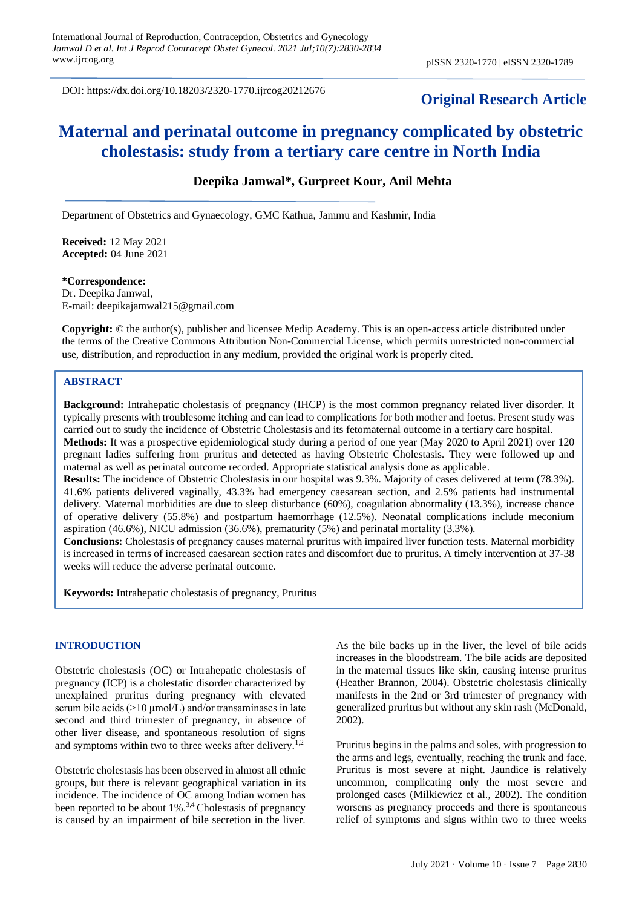DOI: https://dx.doi.org/10.18203/2320-1770.ijrcog20212676

**Original Research Article**

# Maternal and perinatal outcome in pregnancy complicated by obstetric cholestasis: study from a tertiary care centre in North India

**Deepika Jamwal\*, Gurpreet Kour, Anil Mehta**

Department of Obstetrics and Gynaecology, GMC Kathua, Jammu and Kashmir, India

**Received:** 12 May 2021
**Accepted:** 04 June 2021

**\*Correspondence:**
Dr. Deepika Jamwal,
E-mail: deepikajamwal215@gmail.com

**Copyright:** © the author(s), publisher and licensee Medip Academy. This is an open-access article distributed under the terms of the Creative Commons Attribution Non-Commercial License, which permits unrestricted non-commercial use, distribution, and reproduction in any medium, provided the original work is properly cited.

## ABSTRACT

**Background:** Intrahepatic cholestasis of pregnancy (IHCP) is the most common pregnancy related liver disorder. It typically presents with troublesome itching and can lead to complications for both mother and foetus. Present study was carried out to study the incidence of Obstetric Cholestasis and its fetomaternal outcome in a tertiary care hospital.

**Methods:** It was a prospective epidemiological study during a period of one year (May 2020 to April 2021) over 120 pregnant ladies suffering from pruritus and detected as having Obstetric Cholestasis. They were followed up and maternal as well as perinatal outcome recorded. Appropriate statistical analysis done as applicable.

**Results:** The incidence of Obstetric Cholestasis in our hospital was 9.3%. Majority of cases delivered at term (78.3%). 41.6% patients delivered vaginally, 43.3% had emergency caesarean section, and 2.5% patients had instrumental delivery. Maternal morbidities are due to sleep disturbance (60%), coagulation abnormality (13.3%), increase chance of operative delivery (55.8%) and postpartum haemorrhage (12.5%). Neonatal complications include meconium aspiration (46.6%), NICU admission (36.6%), prematurity (5%) and perinatal mortality (3.3%).

**Conclusions:** Cholestasis of pregnancy causes maternal pruritus with impaired liver function tests. Maternal morbidity is increased in terms of increased caesarean section rates and discomfort due to pruritus. A timely intervention at 37-38 weeks will reduce the adverse perinatal outcome.

**Keywords:** Intrahepatic cholestasis of pregnancy, Pruritus

## INTRODUCTION

Obstetric cholestasis (OC) or Intrahepatic cholestasis of pregnancy (ICP) is a cholestatic disorder characterized by unexplained pruritus during pregnancy with elevated serum bile acids (>10 μmol/L) and/or transaminases in late second and third trimester of pregnancy, in absence of other liver disease, and spontaneous resolution of signs and symptoms within two to three weeks after delivery.[1,2]

Obstetric cholestasis has been observed in almost all ethnic groups, but there is relevant geographical variation in its incidence. The incidence of OC among Indian women has been reported to be about 1%.[3,4] Cholestasis of pregnancy is caused by an impairment of bile secretion in the liver. As the bile backs up in the liver, the level of bile acids increases in the bloodstream. The bile acids are deposited in the maternal tissues like skin, causing intense pruritus (Heather Brannon, 2004). Obstetric cholestasis clinically manifests in the 2nd or 3rd trimester of pregnancy with generalized pruritus but without any skin rash (McDonald, 2002).

Pruritus begins in the palms and soles, with progression to the arms and legs, eventually, reaching the trunk and face. Pruritus is most severe at night. Jaundice is relatively uncommon, complicating only the most severe and prolonged cases (Milkiewiez et al., 2002). The condition worsens as pregnancy proceeds and there is spontaneous relief of symptoms and signs within two to three weeks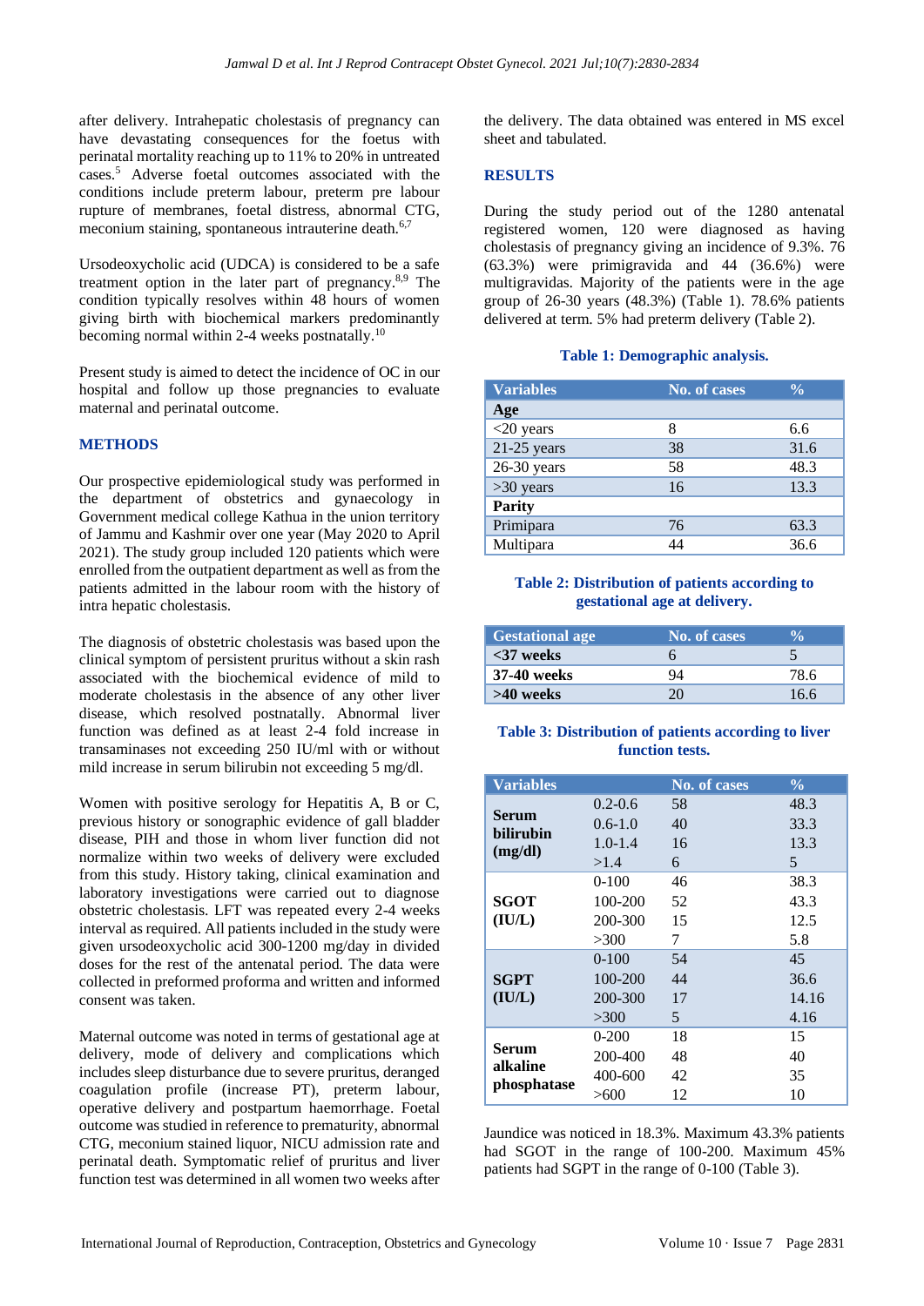after delivery. Intrahepatic cholestasis of pregnancy can have devastating consequences for the foetus with perinatal mortality reaching up to 11% to 20% in untreated cases.[5] Adverse foetal outcomes associated with the conditions include preterm labour, preterm pre labour rupture of membranes, foetal distress, abnormal CTG, meconium staining, spontaneous intrauterine death.[6,7]

Ursodeoxycholic acid (UDCA) is considered to be a safe treatment option in the later part of pregnancy.[8,9] The condition typically resolves within 48 hours of women giving birth with biochemical markers predominantly becoming normal within 2-4 weeks postnatally.[10]

Present study is aimed to detect the incidence of OC in our hospital and follow up those pregnancies to evaluate maternal and perinatal outcome.

## METHODS

Our prospective epidemiological study was performed in the department of obstetrics and gynaecology in Government medical college Kathua in the union territory of Jammu and Kashmir over one year (May 2020 to April 2021). The study group included 120 patients which were enrolled from the outpatient department as well as from the patients admitted in the labour room with the history of intra hepatic cholestasis.

The diagnosis of obstetric cholestasis was based upon the clinical symptom of persistent pruritus without a skin rash associated with the biochemical evidence of mild to moderate cholestasis in the absence of any other liver disease, which resolved postnatally. Abnormal liver function was defined as at least 2-4 fold increase in transaminases not exceeding 250 IU/ml with or without mild increase in serum bilirubin not exceeding 5 mg/dl.

Women with positive serology for Hepatitis A, B or C, previous history or sonographic evidence of gall bladder disease, PIH and those in whom liver function did not normalize within two weeks of delivery were excluded from this study. History taking, clinical examination and laboratory investigations were carried out to diagnose obstetric cholestasis. LFT was repeated every 2-4 weeks interval as required. All patients included in the study were given ursodeoxycholic acid 300-1200 mg/day in divided doses for the rest of the antenatal period. The data were collected in preformed proforma and written and informed consent was taken.

Maternal outcome was noted in terms of gestational age at delivery, mode of delivery and complications which includes sleep disturbance due to severe pruritus, deranged coagulation profile (increase PT), preterm labour, operative delivery and postpartum haemorrhage. Foetal outcome was studied in reference to prematurity, abnormal CTG, meconium stained liquor, NICU admission rate and perinatal death. Symptomatic relief of pruritus and liver function test was determined in all women two weeks after the delivery. The data obtained was entered in MS excel sheet and tabulated.

## RESULTS

During the study period out of the 1280 antenatal registered women, 120 were diagnosed as having cholestasis of pregnancy giving an incidence of 9.3%. 76 (63.3%) were primigravida and 44 (36.6%) were multigravidas. Majority of the patients were in the age group of 26-30 years (48.3%) (Table 1). 78.6% patients delivered at term. 5% had preterm delivery (Table 2).

**Table 1: Demographic analysis.**

| Variables | No. of cases | % |
|---|---|---|
| **Age** | | |
| <20 years | 8 | 6.6 |
| 21-25 years | 38 | 31.6 |
| 26-30 years | 58 | 48.3 |
| >30 years | 16 | 13.3 |
| **Parity** | | |
| Primipara | 76 | 63.3 |
| Multipara | 44 | 36.6 |

**Table 2: Distribution of patients according to gestational age at delivery.**

| Gestational age | No. of cases | % |
|---|---|---|
| **<37 weeks** | 6 | 5 |
| **37-40 weeks** | 94 | 78.6 |
| **>40 weeks** | 20 | 16.6 |

**Table 3: Distribution of patients according to liver function tests.**

| Variables | | No. of cases | % |
|---|---|---|---|
| **Serum bilirubin (mg/dl)** | 0.2-0.6 | 58 | 48.3 |
| | 0.6-1.0 | 40 | 33.3 |
| | 1.0-1.4 | 16 | 13.3 |
| | >1.4 | 6 | 5 |
| **SGOT (IU/L)** | 0-100 | 46 | 38.3 |
| | 100-200 | 52 | 43.3 |
| | 200-300 | 15 | 12.5 |
| | >300 | 7 | 5.8 |
| **SGPT (IU/L)** | 0-100 | 54 | 45 |
| | 100-200 | 44 | 36.6 |
| | 200-300 | 17 | 14.16 |
| | >300 | 5 | 4.16 |
| **Serum alkaline phosphatase** | 0-200 | 18 | 15 |
| | 200-400 | 48 | 40 |
| | 400-600 | 42 | 35 |
| | >600 | 12 | 10 |

Jaundice was noticed in 18.3%. Maximum 43.3% patients had SGOT in the range of 100-200. Maximum 45% patients had SGPT in the range of 0-100 (Table 3).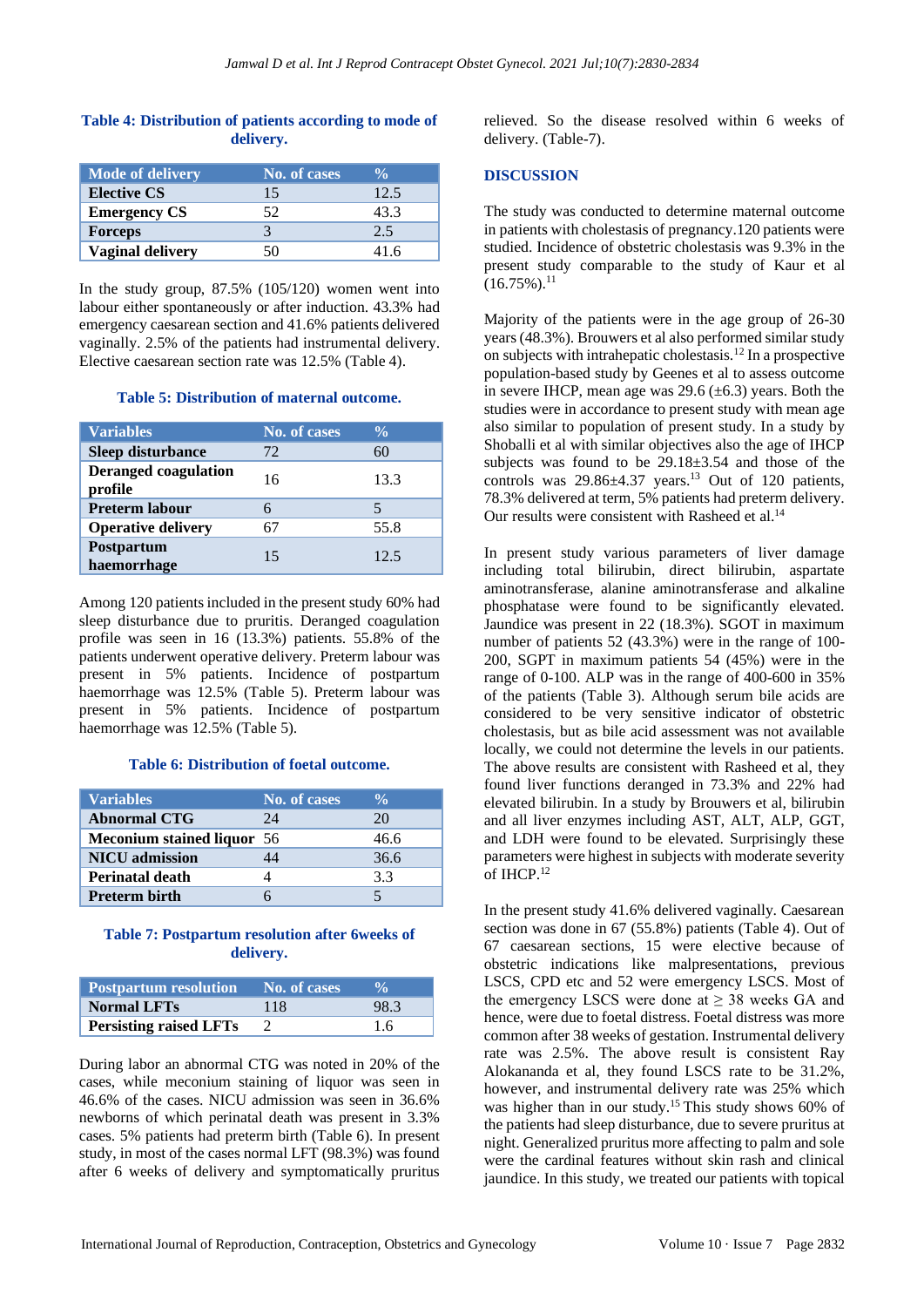**Table 4: Distribution of patients according to mode of delivery.**

| Mode of delivery | No. of cases | % |
|---|---|---|
| Elective CS | 15 | 12.5 |
| Emergency CS | 52 | 43.3 |
| Forceps | 3 | 2.5 |
| Vaginal delivery | 50 | 41.6 |

In the study group, 87.5% (105/120) women went into labour either spontaneously or after induction. 43.3% had emergency caesarean section and 41.6% patients delivered vaginally. 2.5% of the patients had instrumental delivery. Elective caesarean section rate was 12.5% (Table 4).

**Table 5: Distribution of maternal outcome.**

| Variables | No. of cases | % |
|---|---|---|
| Sleep disturbance | 72 | 60 |
| Deranged coagulation profile | 16 | 13.3 |
| Preterm labour | 6 | 5 |
| Operative delivery | 67 | 55.8 |
| Postpartum haemorrhage | 15 | 12.5 |

Among 120 patients included in the present study 60% had sleep disturbance due to pruritis. Deranged coagulation profile was seen in 16 (13.3%) patients. 55.8% of the patients underwent operative delivery. Preterm labour was present in 5% patients. Incidence of postpartum haemorrhage was 12.5% (Table 5). Preterm labour was present in 5% patients. Incidence of postpartum haemorrhage was 12.5% (Table 5).

**Table 6: Distribution of foetal outcome.**

| Variables | No. of cases | % |
|---|---|---|
| Abnormal CTG | 24 | 20 |
| Meconium stained liquor | 56 | 46.6 |
| NICU admission | 44 | 36.6 |
| Perinatal death | 4 | 3.3 |
| Preterm birth | 6 | 5 |

**Table 7: Postpartum resolution after 6weeks of delivery.**

| Postpartum resolution | No. of cases | % |
|---|---|---|
| Normal LFTs | 118 | 98.3 |
| Persisting raised LFTs | 2 | 1.6 |

During labor an abnormal CTG was noted in 20% of the cases, while meconium staining of liquor was seen in 46.6% of the cases. NICU admission was seen in 36.6% newborns of which perinatal death was present in 3.3% cases. 5% patients had preterm birth (Table 6). In present study, in most of the cases normal LFT (98.3%) was found after 6 weeks of delivery and symptomatically pruritus relieved. So the disease resolved within 6 weeks of delivery. (Table-7).

## DISCUSSION

The study was conducted to determine maternal outcome in patients with cholestasis of pregnancy.120 patients were studied. Incidence of obstetric cholestasis was 9.3% in the present study comparable to the study of Kaur et al (16.75%).[11]

Majority of the patients were in the age group of 26-30 years (48.3%). Brouwers et al also performed similar study on subjects with intrahepatic cholestasis.[12] In a prospective population-based study by Geenes et al to assess outcome in severe IHCP, mean age was 29.6 (±6.3) years. Both the studies were in accordance to present study with mean age also similar to population of present study. In a study by Shoballi et al with similar objectives also the age of IHCP subjects was found to be 29.18±3.54 and those of the controls was 29.86±4.37 years.[13] Out of 120 patients, 78.3% delivered at term, 5% patients had preterm delivery. Our results were consistent with Rasheed et al.[14]

In present study various parameters of liver damage including total bilirubin, direct bilirubin, aspartate aminotransferase, alanine aminotransferase and alkaline phosphatase were found to be significantly elevated. Jaundice was present in 22 (18.3%). SGOT in maximum number of patients 52 (43.3%) were in the range of 100-200, SGPT in maximum patients 54 (45%) were in the range of 0-100. ALP was in the range of 400-600 in 35% of the patients (Table 3). Although serum bile acids are considered to be very sensitive indicator of obstetric cholestasis, but as bile acid assessment was not available locally, we could not determine the levels in our patients. The above results are consistent with Rasheed et al, they found liver functions deranged in 73.3% and 22% had elevated bilirubin. In a study by Brouwers et al, bilirubin and all liver enzymes including AST, ALT, ALP, GGT, and LDH were found to be elevated. Surprisingly these parameters were highest in subjects with moderate severity of IHCP.[12]

In the present study 41.6% delivered vaginally. Caesarean section was done in 67 (55.8%) patients (Table 4). Out of 67 caesarean sections, 15 were elective because of obstetric indications like malpresentations, previous LSCS, CPD etc and 52 were emergency LSCS. Most of the emergency LSCS were done at ≥ 38 weeks GA and hence, were due to foetal distress. Foetal distress was more common after 38 weeks of gestation. Instrumental delivery rate was 2.5%. The above result is consistent Ray Alokananda et al, they found LSCS rate to be 31.2%, however, and instrumental delivery rate was 25% which was higher than in our study.[15] This study shows 60% of the patients had sleep disturbance, due to severe pruritus at night. Generalized pruritus more affecting to palm and sole were the cardinal features without skin rash and clinical jaundice. In this study, we treated our patients with topical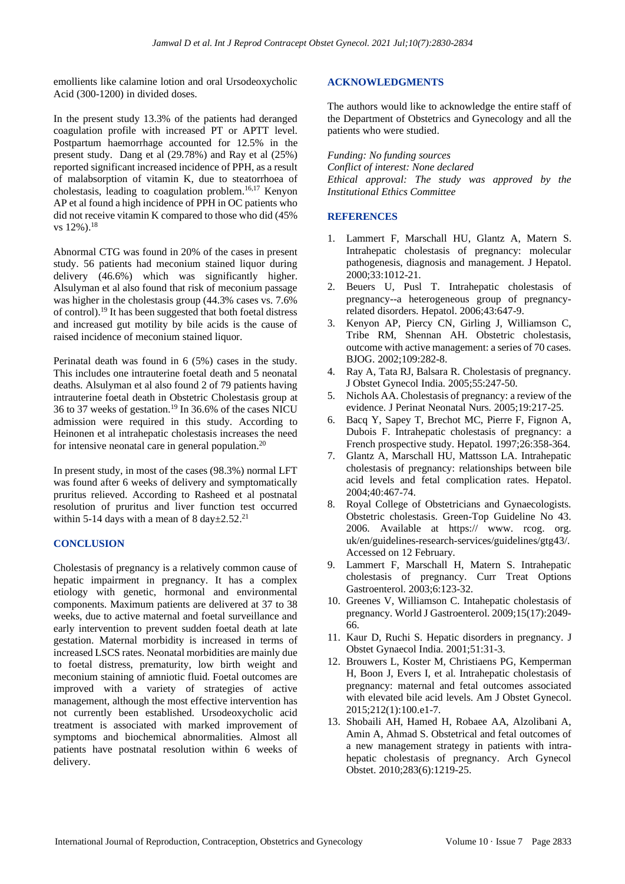emollients like calamine lotion and oral Ursodeoxycholic Acid (300-1200) in divided doses.

In the present study 13.3% of the patients had deranged coagulation profile with increased PT or APTT level. Postpartum haemorrhage accounted for 12.5% in the present study. Dang et al (29.78%) and Ray et al (25%) reported significant increased incidence of PPH, as a result of malabsorption of vitamin K, due to steatorrhoea of cholestasis, leading to coagulation problem.[16,17] Kenyon AP et al found a high incidence of PPH in OC patients who did not receive vitamin K compared to those who did (45% vs 12%).[18]

Abnormal CTG was found in 20% of the cases in present study. 56 patients had meconium stained liquor during delivery (46.6%) which was significantly higher. Alsulyman et al also found that risk of meconium passage was higher in the cholestasis group (44.3% cases vs. 7.6% of control).[19] It has been suggested that both foetal distress and increased gut motility by bile acids is the cause of raised incidence of meconium stained liquor.

Perinatal death was found in 6 (5%) cases in the study. This includes one intrauterine foetal death and 5 neonatal deaths. Alsulyman et al also found 2 of 79 patients having intrauterine foetal death in Obstetric Cholestasis group at 36 to 37 weeks of gestation.[19] In 36.6% of the cases NICU admission were required in this study. According to Heinonen et al intrahepatic cholestasis increases the need for intensive neonatal care in general population.[20]

In present study, in most of the cases (98.3%) normal LFT was found after 6 weeks of delivery and symptomatically pruritus relieved. According to Rasheed et al postnatal resolution of pruritus and liver function test occurred within 5-14 days with a mean of 8 day±2.52.[21]

## CONCLUSION

Cholestasis of pregnancy is a relatively common cause of hepatic impairment in pregnancy. It has a complex etiology with genetic, hormonal and environmental components. Maximum patients are delivered at 37 to 38 weeks, due to active maternal and foetal surveillance and early intervention to prevent sudden foetal death at late gestation. Maternal morbidity is increased in terms of increased LSCS rates. Neonatal morbidities are mainly due to foetal distress, prematurity, low birth weight and meconium staining of amniotic fluid. Foetal outcomes are improved with a variety of strategies of active management, although the most effective intervention has not currently been established. Ursodeoxycholic acid treatment is associated with marked improvement of symptoms and biochemical abnormalities. Almost all patients have postnatal resolution within 6 weeks of delivery.

## ACKNOWLEDGMENTS

The authors would like to acknowledge the entire staff of the Department of Obstetrics and Gynecology and all the patients who were studied.

*Funding: No funding sources*
*Conflict of interest: None declared*
*Ethical approval: The study was approved by the Institutional Ethics Committee*

## REFERENCES

1. Lammert F, Marschall HU, Glantz A, Matern S. Intrahepatic cholestasis of pregnancy: molecular pathogenesis, diagnosis and management. J Hepatol. 2000;33:1012-21.
2. Beuers U, Pusl T. Intrahepatic cholestasis of pregnancy--a heterogeneous group of pregnancy-related disorders. Hepatol. 2006;43:647-9.
3. Kenyon AP, Piercy CN, Girling J, Williamson C, Tribe RM, Shennan AH. Obstetric cholestasis, outcome with active management: a series of 70 cases. BJOG. 2002;109:282-8.
4. Ray A, Tata RJ, Balsara R. Cholestasis of pregnancy. J Obstet Gynecol India. 2005;55:247-50.
5. Nichols AA. Cholestasis of pregnancy: a review of the evidence. J Perinat Neonatal Nurs. 2005;19:217-25.
6. Bacq Y, Sapey T, Brechot MC, Pierre F, Fignon A, Dubois F. Intrahepatic cholestasis of pregnancy: a French prospective study. Hepatol. 1997;26:358-364.
7. Glantz A, Marschall HU, Mattsson LA. Intrahepatic cholestasis of pregnancy: relationships between bile acid levels and fetal complication rates. Hepatol. 2004;40:467-74.
8. Royal College of Obstetricians and Gynaecologists. Obstetric cholestasis. Green-Top Guideline No 43. 2006. Available at https:// www. rcog. org. uk/en/guidelines-research-services/guidelines/gtg43/. Accessed on 12 February.
9. Lammert F, Marschall H, Matern S. Intrahepatic cholestasis of pregnancy. Curr Treat Options Gastroenterol. 2003;6:123-32.
10. Greenes V, Williamson C. Intahepatic cholestasis of pregnancy. World J Gastroenterol. 2009;15(17):2049-66.
11. Kaur D, Ruchi S. Hepatic disorders in pregnancy. J Obstet Gynaecol India. 2001;51:31-3.
12. Brouwers L, Koster M, Christiaens PG, Kemperman H, Boon J, Evers I, et al. Intrahepatic cholestasis of pregnancy: maternal and fetal outcomes associated with elevated bile acid levels. Am J Obstet Gynecol. 2015;212(1):100.e1-7.
13. Shobaili AH, Hamed H, Robaee AA, Alzolibani A, Amin A, Ahmad S. Obstetrical and fetal outcomes of a new management strategy in patients with intra-hepatic cholestasis of pregnancy. Arch Gynecol Obstet. 2010;283(6):1219-25.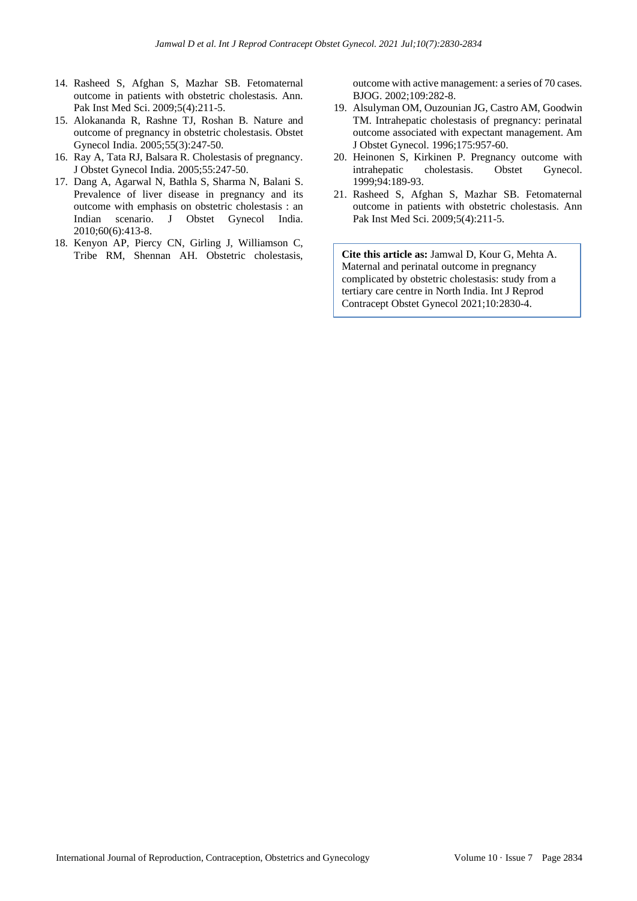14. Rasheed S, Afghan S, Mazhar SB. Fetomaternal outcome in patients with obstetric cholestasis. Ann. Pak Inst Med Sci. 2009;5(4):211-5.
15. Alokananda R, Rashne TJ, Roshan B. Nature and outcome of pregnancy in obstetric cholestasis. Obstet Gynecol India. 2005;55(3):247-50.
16. Ray A, Tata RJ, Balsara R. Cholestasis of pregnancy. J Obstet Gynecol India. 2005;55:247-50.
17. Dang A, Agarwal N, Bathla S, Sharma N, Balani S. Prevalence of liver disease in pregnancy and its outcome with emphasis on obstetric cholestasis : an Indian scenario. J Obstet Gynecol India. 2010;60(6):413-8.
18. Kenyon AP, Piercy CN, Girling J, Williamson C, Tribe RM, Shennan AH. Obstetric cholestasis, outcome with active management: a series of 70 cases. BJOG. 2002;109:282-8.
19. Alsulyman OM, Ouzounian JG, Castro AM, Goodwin TM. Intrahepatic cholestasis of pregnancy: perinatal outcome associated with expectant management. Am J Obstet Gynecol. 1996;175:957-60.
20. Heinonen S, Kirkinen P. Pregnancy outcome with intrahepatic cholestasis. Obstet Gynecol. 1999;94:189-93.
21. Rasheed S, Afghan S, Mazhar SB. Fetomaternal outcome in patients with obstetric cholestasis. Ann Pak Inst Med Sci. 2009;5(4):211-5.

**Cite this article as:** Jamwal D, Kour G, Mehta A. Maternal and perinatal outcome in pregnancy complicated by obstetric cholestasis: study from a tertiary care centre in North India. Int J Reprod Contracept Obstet Gynecol 2021;10:2830-4.